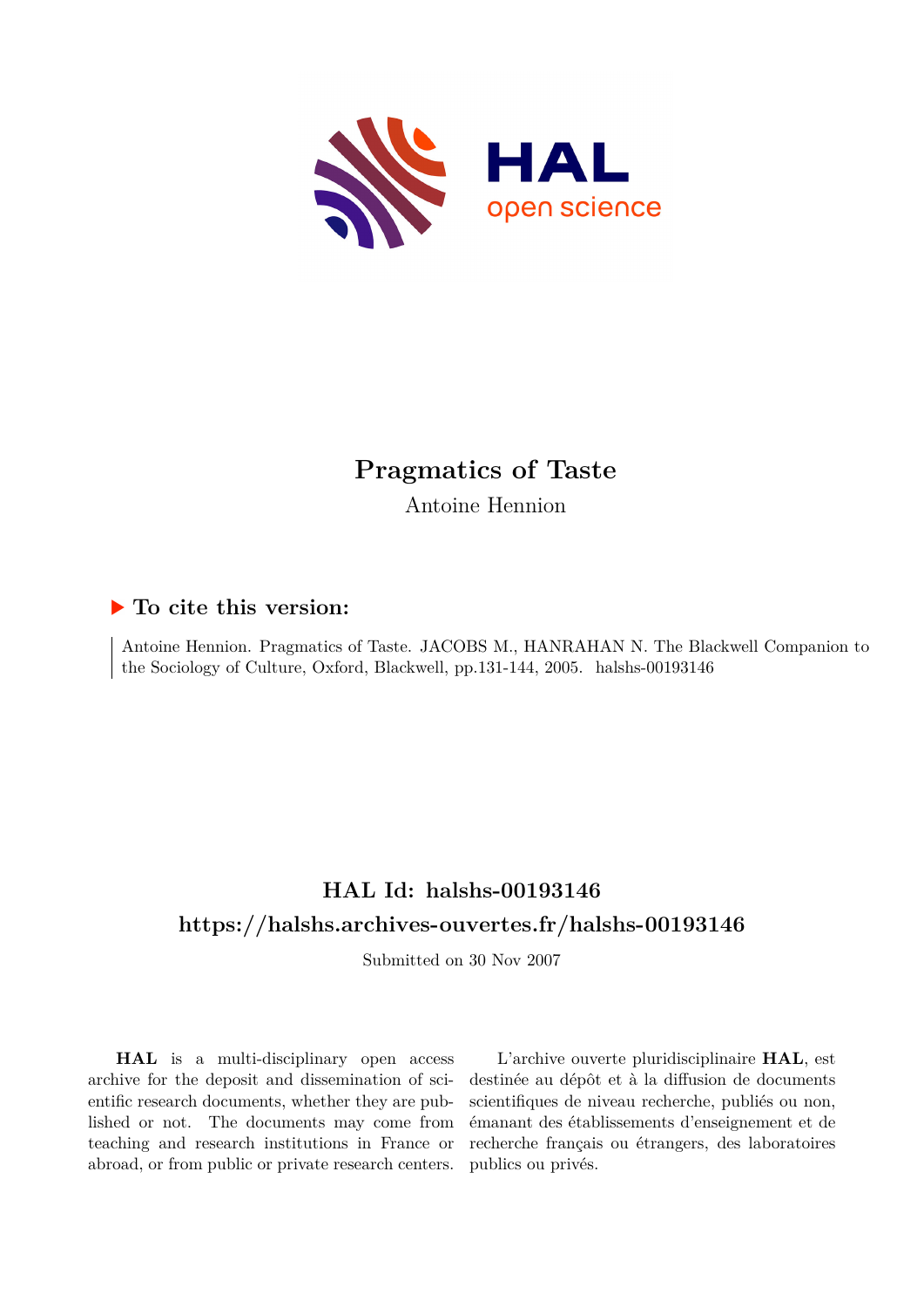# Pragmatics of Taste

Antoine Hennion

## ▶ To cite this version:

Antoine Hennion. Pragmatics of Taste. JACOBS M., HANRAHAN N. The Blackwell Companion to the Sociology of Culture, Oxford, Blackwell, pp.131-144, 2005. halshs-00193146

## HAL Id: halshs-00193146

## https://halshs.archives-ouvertes.fr/halshs-00193146

Submitted on 30 Nov 2007

**HAL** is a multi-disciplinary open access archive for the deposit and dissemination of scientific research documents, whether they are published or not. The documents may come from teaching and research institutions in France or abroad, or from public or private research centers.

L'archive ouverte pluridisciplinaire **HAL**, est destinée au dépôt et à la diffusion de documents scientifiques de niveau recherche, publiés ou non, émanant des établissements d'enseignement et de recherche français ou étrangers, des laboratoires publics ou privés.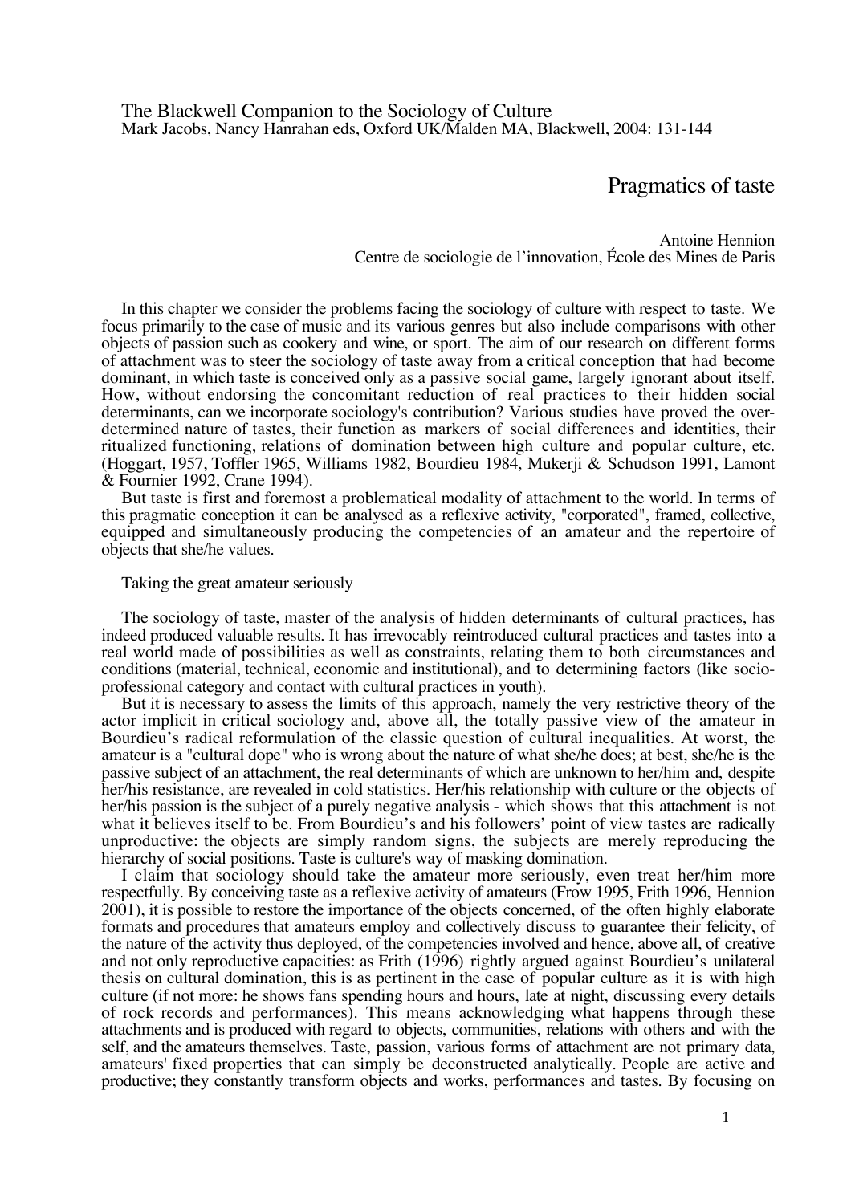The Blackwell Companion to the Sociology of Culture
Mark Jacobs, Nancy Hanrahan eds, Oxford UK/Malden MA, Blackwell, 2004: 131-144

# Pragmatics of taste

Antoine Hennion
Centre de sociologie de l'innovation, École des Mines de Paris

In this chapter we consider the problems facing the sociology of culture with respect to taste. We focus primarily to the case of music and its various genres but also include comparisons with other objects of passion such as cookery and wine, or sport. The aim of our research on different forms of attachment was to steer the sociology of taste away from a critical conception that had become dominant, in which taste is conceived only as a passive social game, largely ignorant about itself. How, without endorsing the concomitant reduction of real practices to their hidden social determinants, can we incorporate sociology's contribution? Various studies have proved the over-determined nature of tastes, their function as markers of social differences and identities, their ritualized functioning, relations of domination between high culture and popular culture, etc. (Hoggart, 1957, Toffler 1965, Williams 1982, Bourdieu 1984, Mukerji & Schudson 1991, Lamont & Fournier 1992, Crane 1994).

But taste is first and foremost a problematical modality of attachment to the world. In terms of this pragmatic conception it can be analysed as a reflexive activity, "corporated", framed, collective, equipped and simultaneously producing the competencies of an amateur and the repertoire of objects that she/he values.

## Taking the great amateur seriously

The sociology of taste, master of the analysis of hidden determinants of cultural practices, has indeed produced valuable results. It has irrevocably reintroduced cultural practices and tastes into a real world made of possibilities as well as constraints, relating them to both circumstances and conditions (material, technical, economic and institutional), and to determining factors (like socio-professional category and contact with cultural practices in youth).

But it is necessary to assess the limits of this approach, namely the very restrictive theory of the actor implicit in critical sociology and, above all, the totally passive view of the amateur in Bourdieu's radical reformulation of the classic question of cultural inequalities. At worst, the amateur is a "cultural dope" who is wrong about the nature of what she/he does; at best, she/he is the passive subject of an attachment, the real determinants of which are unknown to her/him and, despite her/his resistance, are revealed in cold statistics. Her/his relationship with culture or the objects of her/his passion is the subject of a purely negative analysis - which shows that this attachment is not what it believes itself to be. From Bourdieu's and his followers' point of view tastes are radically unproductive: the objects are simply random signs, the subjects are merely reproducing the hierarchy of social positions. Taste is culture's way of masking domination.

I claim that sociology should take the amateur more seriously, even treat her/him more respectfully. By conceiving taste as a reflexive activity of amateurs (Frow 1995, Frith 1996, Hennion 2001), it is possible to restore the importance of the objects concerned, of the often highly elaborate formats and procedures that amateurs employ and collectively discuss to guarantee their felicity, of the nature of the activity thus deployed, of the competencies involved and hence, above all, of creative and not only reproductive capacities: as Frith (1996) rightly argued against Bourdieu's unilateral thesis on cultural domination, this is as pertinent in the case of popular culture as it is with high culture (if not more: he shows fans spending hours and hours, late at night, discussing every details of rock records and performances). This means acknowledging what happens through these attachments and is produced with regard to objects, communities, relations with others and with the self, and the amateurs themselves. Taste, passion, various forms of attachment are not primary data, amateurs' fixed properties that can simply be deconstructed analytically. People are active and productive; they constantly transform objects and works, performances and tastes. By focusing on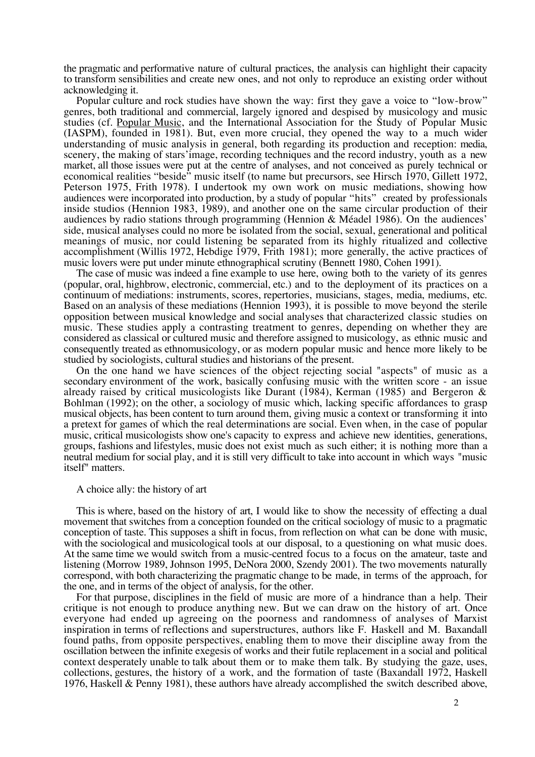the pragmatic and performative nature of cultural practices, the analysis can highlight their capacity to transform sensibilities and create new ones, and not only to reproduce an existing order without acknowledging it.

Popular culture and rock studies have shown the way: first they gave a voice to "low-brow" genres, both traditional and commercial, largely ignored and despised by musicology and music studies (cf. Popular Music, and the International Association for the Study of Popular Music (IASPM), founded in 1981). But, even more crucial, they opened the way to a much wider understanding of music analysis in general, both regarding its production and reception: media, scenery, the making of stars'image, recording techniques and the record industry, youth as a new market, all those issues were put at the centre of analyses, and not conceived as purely technical or economical realities "beside" music itself (to name but precursors, see Hirsch 1970, Gillett 1972, Peterson 1975, Frith 1978). I undertook my own work on music mediations, showing how audiences were incorporated into production, by a study of popular "hits" created by professionals inside studios (Hennion 1983, 1989), and another one on the same circular production of their audiences by radio stations through programming (Hennion & Méadel 1986). On the audiences' side, musical analyses could no more be isolated from the social, sexual, generational and political meanings of music, nor could listening be separated from its highly ritualized and collective accomplishment (Willis 1972, Hebdige 1979, Frith 1981); more generally, the active practices of music lovers were put under minute ethnographical scrutiny (Bennett 1980, Cohen 1991).

The case of music was indeed a fine example to use here, owing both to the variety of its genres (popular, oral, highbrow, electronic, commercial, etc.) and to the deployment of its practices on a continuum of mediations: instruments, scores, repertories, musicians, stages, media, mediums, etc. Based on an analysis of these mediations (Hennion 1993), it is possible to move beyond the sterile opposition between musical knowledge and social analyses that characterized classic studies on music. These studies apply a contrasting treatment to genres, depending on whether they are considered as classical or cultured music and therefore assigned to musicology, as ethnic music and consequently treated as ethnomusicology, or as modern popular music and hence more likely to be studied by sociologists, cultural studies and historians of the present.

On the one hand we have sciences of the object rejecting social "aspects" of music as a secondary environment of the work, basically confusing music with the written score - an issue already raised by critical musicologists like Durant (1984), Kerman (1985) and Bergeron & Bohlman (1992); on the other, a sociology of music which, lacking specific affordances to grasp musical objects, has been content to turn around them, giving music a context or transforming it into a pretext for games of which the real determinations are social. Even when, in the case of popular music, critical musicologists show one's capacity to express and achieve new identities, generations, groups, fashions and lifestyles, music does not exist much as such either; it is nothing more than a neutral medium for social play, and it is still very difficult to take into account in which ways "music itself" matters.

## A choice ally: the history of art

This is where, based on the history of art, I would like to show the necessity of effecting a dual movement that switches from a conception founded on the critical sociology of music to a pragmatic conception of taste. This supposes a shift in focus, from reflection on what can be done with music, with the sociological and musicological tools at our disposal, to a questioning on what music does. At the same time we would switch from a music-centred focus to a focus on the amateur, taste and listening (Morrow 1989, Johnson 1995, DeNora 2000, Szendy 2001). The two movements naturally correspond, with both characterizing the pragmatic change to be made, in terms of the approach, for the one, and in terms of the object of analysis, for the other.

For that purpose, disciplines in the field of music are more of a hindrance than a help. Their critique is not enough to produce anything new. But we can draw on the history of art. Once everyone had ended up agreeing on the poorness and randomness of analyses of Marxist inspiration in terms of reflections and superstructures, authors like F. Haskell and M. Baxandall found paths, from opposite perspectives, enabling them to move their discipline away from the oscillation between the infinite exegesis of works and their futile replacement in a social and political context desperately unable to talk about them or to make them talk. By studying the gaze, uses, collections, gestures, the history of a work, and the formation of taste (Baxandall 1972, Haskell 1976, Haskell & Penny 1981), these authors have already accomplished the switch described above,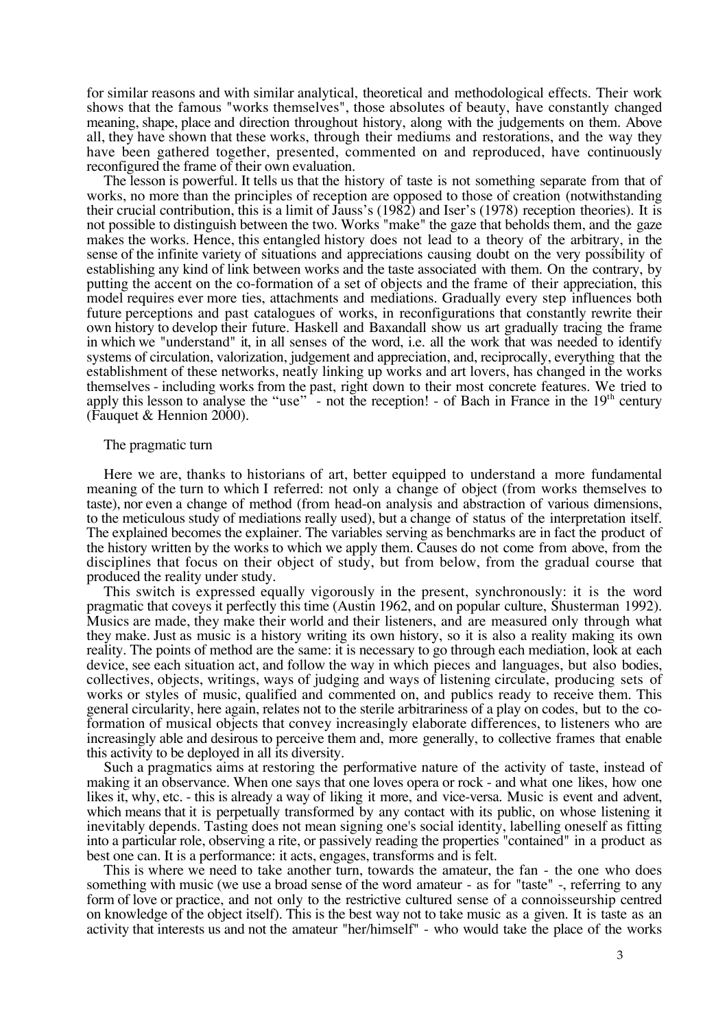for similar reasons and with similar analytical, theoretical and methodological effects. Their work shows that the famous "works themselves", those absolutes of beauty, have constantly changed meaning, shape, place and direction throughout history, along with the judgements on them. Above all, they have shown that these works, through their mediums and restorations, and the way they have been gathered together, presented, commented on and reproduced, have continuously reconfigured the frame of their own evaluation.

The lesson is powerful. It tells us that the history of taste is not something separate from that of works, no more than the principles of reception are opposed to those of creation (notwithstanding their crucial contribution, this is a limit of Jauss's (1982) and Iser's (1978) reception theories). It is not possible to distinguish between the two. Works "make" the gaze that beholds them, and the gaze makes the works. Hence, this entangled history does not lead to a theory of the arbitrary, in the sense of the infinite variety of situations and appreciations causing doubt on the very possibility of establishing any kind of link between works and the taste associated with them. On the contrary, by putting the accent on the co-formation of a set of objects and the frame of their appreciation, this model requires ever more ties, attachments and mediations. Gradually every step influences both future perceptions and past catalogues of works, in reconfigurations that constantly rewrite their own history to develop their future. Haskell and Baxandall show us art gradually tracing the frame in which we "understand" it, in all senses of the word, i.e. all the work that was needed to identify systems of circulation, valorization, judgement and appreciation, and, reciprocally, everything that the establishment of these networks, neatly linking up works and art lovers, has changed in the works themselves - including works from the past, right down to their most concrete features. We tried to apply this lesson to analyse the "use" - not the reception! - of Bach in France in the 19th century (Fauquet & Hennion 2000).

## The pragmatic turn

Here we are, thanks to historians of art, better equipped to understand a more fundamental meaning of the turn to which I referred: not only a change of object (from works themselves to taste), nor even a change of method (from head-on analysis and abstraction of various dimensions, to the meticulous study of mediations really used), but a change of status of the interpretation itself. The explained becomes the explainer. The variables serving as benchmarks are in fact the product of the history written by the works to which we apply them. Causes do not come from above, from the disciplines that focus on their object of study, but from below, from the gradual course that produced the reality under study.

This switch is expressed equally vigorously in the present, synchronously: it is the word pragmatic that coveys it perfectly this time (Austin 1962, and on popular culture, Shusterman 1992). Musics are made, they make their world and their listeners, and are measured only through what they make. Just as music is a history writing its own history, so it is also a reality making its own reality. The points of method are the same: it is necessary to go through each mediation, look at each device, see each situation act, and follow the way in which pieces and languages, but also bodies, collectives, objects, writings, ways of judging and ways of listening circulate, producing sets of works or styles of music, qualified and commented on, and publics ready to receive them. This general circularity, here again, relates not to the sterile arbitrariness of a play on codes, but to the co-formation of musical objects that convey increasingly elaborate differences, to listeners who are increasingly able and desirous to perceive them and, more generally, to collective frames that enable this activity to be deployed in all its diversity.

Such a pragmatics aims at restoring the performative nature of the activity of taste, instead of making it an observance. When one says that one loves opera or rock - and what one likes, how one likes it, why, etc. - this is already a way of liking it more, and vice-versa. Music is event and advent, which means that it is perpetually transformed by any contact with its public, on whose listening it inevitably depends. Tasting does not mean signing one's social identity, labelling oneself as fitting into a particular role, observing a rite, or passively reading the properties "contained" in a product as best one can. It is a performance: it acts, engages, transforms and is felt.

This is where we need to take another turn, towards the amateur, the fan - the one who does something with music (we use a broad sense of the word amateur - as for "taste" -, referring to any form of love or practice, and not only to the restrictive cultured sense of a connoisseurship centred on knowledge of the object itself). This is the best way not to take music as a given. It is taste as an activity that interests us and not the amateur "her/himself" - who would take the place of the works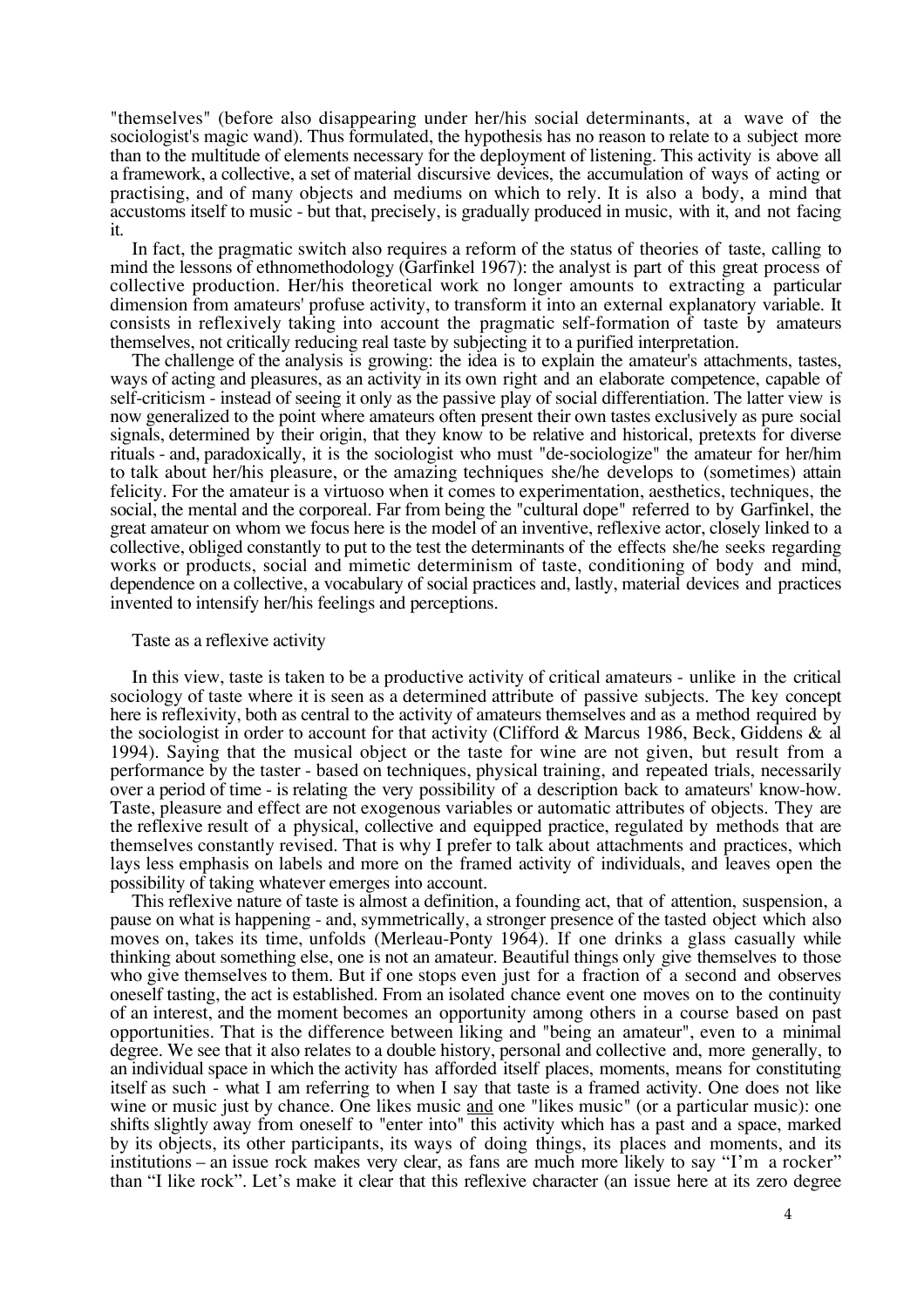"themselves" (before also disappearing under her/his social determinants, at a wave of the sociologist's magic wand). Thus formulated, the hypothesis has no reason to relate to a subject more than to the multitude of elements necessary for the deployment of listening. This activity is above all a framework, a collective, a set of material discursive devices, the accumulation of ways of acting or practising, and of many objects and mediums on which to rely. It is also a body, a mind that accustoms itself to music - but that, precisely, is gradually produced in music, with it, and not facing it.

In fact, the pragmatic switch also requires a reform of the status of theories of taste, calling to mind the lessons of ethnomethodology (Garfinkel 1967): the analyst is part of this great process of collective production. Her/his theoretical work no longer amounts to extracting a particular dimension from amateurs' profuse activity, to transform it into an external explanatory variable. It consists in reflexively taking into account the pragmatic self-formation of taste by amateurs themselves, not critically reducing real taste by subjecting it to a purified interpretation.

The challenge of the analysis is growing: the idea is to explain the amateur's attachments, tastes, ways of acting and pleasures, as an activity in its own right and an elaborate competence, capable of self-criticism - instead of seeing it only as the passive play of social differentiation. The latter view is now generalized to the point where amateurs often present their own tastes exclusively as pure social signals, determined by their origin, that they know to be relative and historical, pretexts for diverse rituals - and, paradoxically, it is the sociologist who must "de-sociologize" the amateur for her/him to talk about her/his pleasure, or the amazing techniques she/he develops to (sometimes) attain felicity. For the amateur is a virtuoso when it comes to experimentation, aesthetics, techniques, the social, the mental and the corporeal. Far from being the "cultural dope" referred to by Garfinkel, the great amateur on whom we focus here is the model of an inventive, reflexive actor, closely linked to a collective, obliged constantly to put to the test the determinants of the effects she/he seeks regarding works or products, social and mimetic determinism of taste, conditioning of body and mind, dependence on a collective, a vocabulary of social practices and, lastly, material devices and practices invented to intensify her/his feelings and perceptions.

## Taste as a reflexive activity

In this view, taste is taken to be a productive activity of critical amateurs - unlike in the critical sociology of taste where it is seen as a determined attribute of passive subjects. The key concept here is reflexivity, both as central to the activity of amateurs themselves and as a method required by the sociologist in order to account for that activity (Clifford & Marcus 1986, Beck, Giddens & al 1994). Saying that the musical object or the taste for wine are not given, but result from a performance by the taster - based on techniques, physical training, and repeated trials, necessarily over a period of time - is relating the very possibility of a description back to amateurs' know-how. Taste, pleasure and effect are not exogenous variables or automatic attributes of objects. They are the reflexive result of a physical, collective and equipped practice, regulated by methods that are themselves constantly revised. That is why I prefer to talk about attachments and practices, which lays less emphasis on labels and more on the framed activity of individuals, and leaves open the possibility of taking whatever emerges into account.

This reflexive nature of taste is almost a definition, a founding act, that of attention, suspension, a pause on what is happening - and, symmetrically, a stronger presence of the tasted object which also moves on, takes its time, unfolds (Merleau-Ponty 1964). If one drinks a glass casually while thinking about something else, one is not an amateur. Beautiful things only give themselves to those who give themselves to them. But if one stops even just for a fraction of a second and observes oneself tasting, the act is established. From an isolated chance event one moves on to the continuity of an interest, and the moment becomes an opportunity among others in a course based on past opportunities. That is the difference between liking and "being an amateur", even to a minimal degree. We see that it also relates to a double history, personal and collective and, more generally, to an individual space in which the activity has afforded itself places, moments, means for constituting itself as such - what I am referring to when I say that taste is a framed activity. One does not like wine or music just by chance. One likes music <u>and</u> one "likes music" (or a particular music): one shifts slightly away from oneself to "enter into" this activity which has a past and a space, marked by its objects, its other participants, its ways of doing things, its places and moments, and its institutions – an issue rock makes very clear, as fans are much more likely to say "I'm a rocker" than "I like rock". Let's make it clear that this reflexive character (an issue here at its zero degree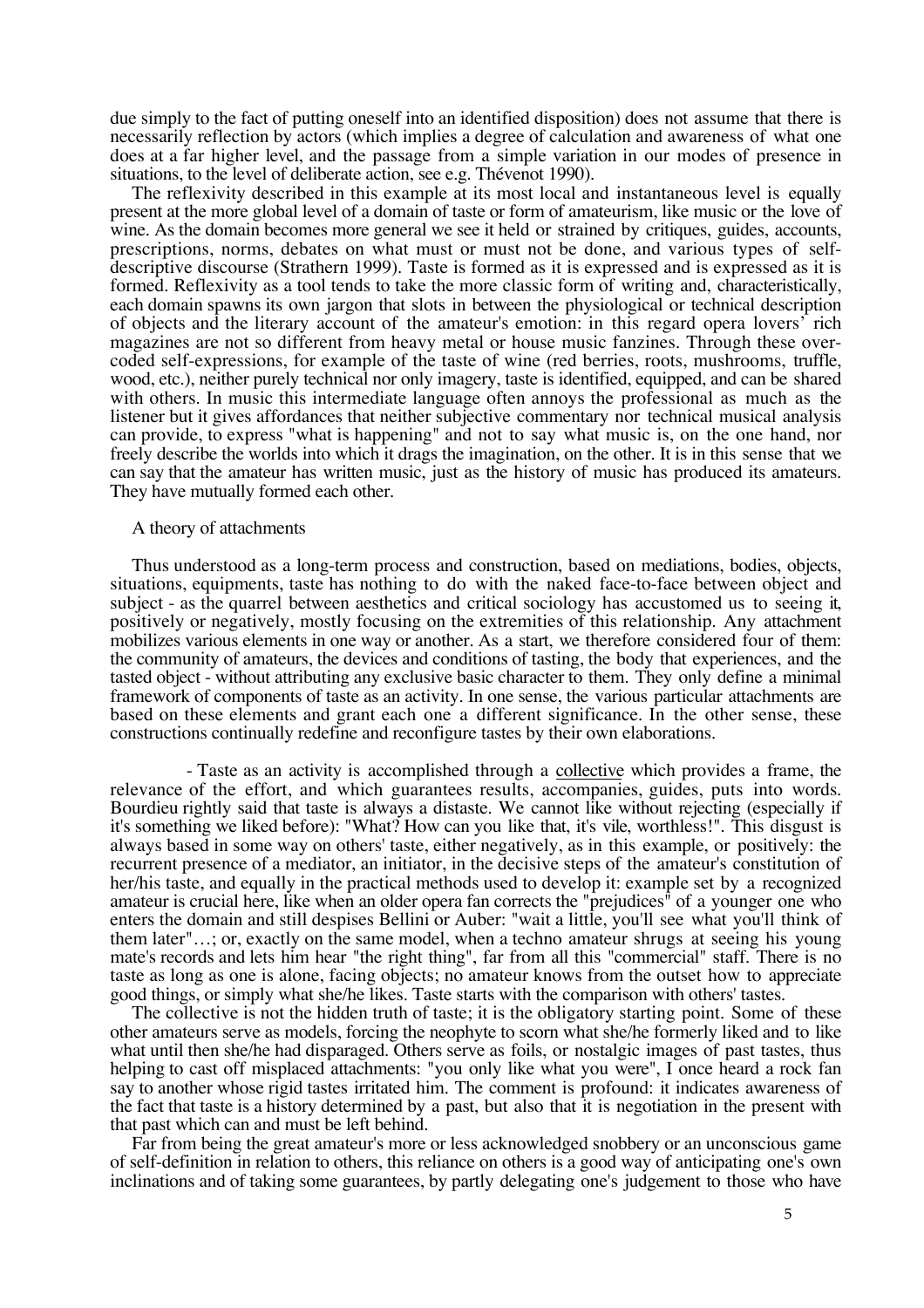due simply to the fact of putting oneself into an identified disposition) does not assume that there is necessarily reflection by actors (which implies a degree of calculation and awareness of what one does at a far higher level, and the passage from a simple variation in our modes of presence in situations, to the level of deliberate action, see e.g. Thévenot 1990).

The reflexivity described in this example at its most local and instantaneous level is equally present at the more global level of a domain of taste or form of amateurism, like music or the love of wine. As the domain becomes more general we see it held or strained by critiques, guides, accounts, prescriptions, norms, debates on what must or must not be done, and various types of self-descriptive discourse (Strathern 1999). Taste is formed as it is expressed and is expressed as it is formed. Reflexivity as a tool tends to take the more classic form of writing and, characteristically, each domain spawns its own jargon that slots in between the physiological or technical description of objects and the literary account of the amateur's emotion: in this regard opera lovers' rich magazines are not so different from heavy metal or house music fanzines. Through these over-coded self-expressions, for example of the taste of wine (red berries, roots, mushrooms, truffle, wood, etc.), neither purely technical nor only imagery, taste is identified, equipped, and can be shared with others. In music this intermediate language often annoys the professional as much as the listener but it gives affordances that neither subjective commentary nor technical musical analysis can provide, to express "what is happening" and not to say what music is, on the one hand, nor freely describe the worlds into which it drags the imagination, on the other. It is in this sense that we can say that the amateur has written music, just as the history of music has produced its amateurs. They have mutually formed each other.

## A theory of attachments

Thus understood as a long-term process and construction, based on mediations, bodies, objects, situations, equipments, taste has nothing to do with the naked face-to-face between object and subject - as the quarrel between aesthetics and critical sociology has accustomed us to seeing it, positively or negatively, mostly focusing on the extremities of this relationship. Any attachment mobilizes various elements in one way or another. As a start, we therefore considered four of them: the community of amateurs, the devices and conditions of tasting, the body that experiences, and the tasted object - without attributing any exclusive basic character to them. They only define a minimal framework of components of taste as an activity. In one sense, the various particular attachments are based on these elements and grant each one a different significance. In the other sense, these constructions continually redefine and reconfigure tastes by their own elaborations.

- Taste as an activity is accomplished through a collective which provides a frame, the relevance of the effort, and which guarantees results, accompanies, guides, puts into words. Bourdieu rightly said that taste is always a distaste. We cannot like without rejecting (especially if it's something we liked before): "What? How can you like that, it's vile, worthless!". This disgust is always based in some way on others' taste, either negatively, as in this example, or positively: the recurrent presence of a mediator, an initiator, in the decisive steps of the amateur's constitution of her/his taste, and equally in the practical methods used to develop it: example set by a recognized amateur is crucial here, like when an older opera fan corrects the "prejudices" of a younger one who enters the domain and still despises Bellini or Auber: "wait a little, you'll see what you'll think of them later"…; or, exactly on the same model, when a techno amateur shrugs at seeing his young mate's records and lets him hear "the right thing", far from all this "commercial" staff. There is no taste as long as one is alone, facing objects; no amateur knows from the outset how to appreciate good things, or simply what she/he likes. Taste starts with the comparison with others' tastes.

The collective is not the hidden truth of taste; it is the obligatory starting point. Some of these other amateurs serve as models, forcing the neophyte to scorn what she/he formerly liked and to like what until then she/he had disparaged. Others serve as foils, or nostalgic images of past tastes, thus helping to cast off misplaced attachments: "you only like what you were", I once heard a rock fan say to another whose rigid tastes irritated him. The comment is profound: it indicates awareness of the fact that taste is a history determined by a past, but also that it is negotiation in the present with that past which can and must be left behind.

Far from being the great amateur's more or less acknowledged snobbery or an unconscious game of self-definition in relation to others, this reliance on others is a good way of anticipating one's own inclinations and of taking some guarantees, by partly delegating one's judgement to those who have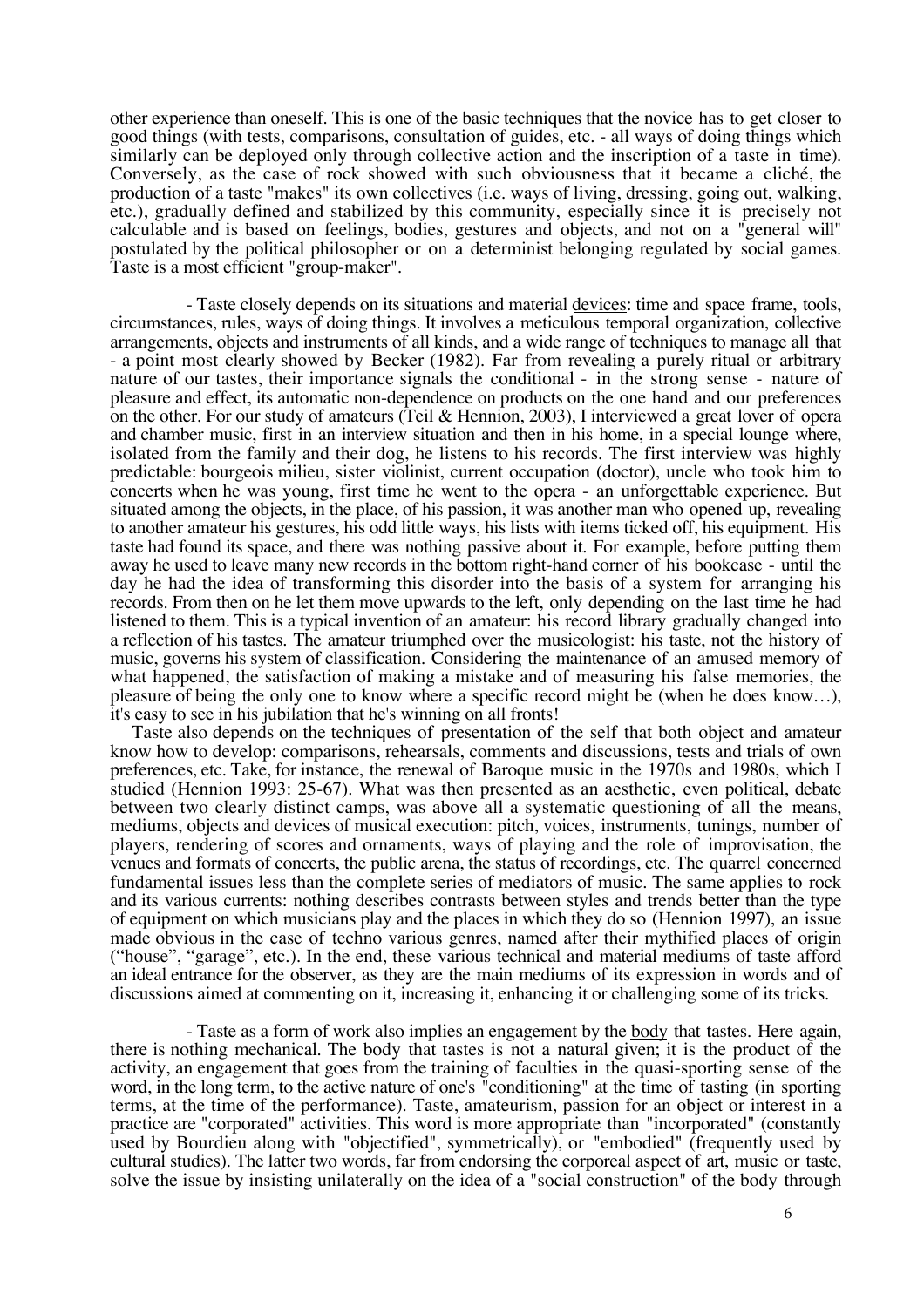other experience than oneself. This is one of the basic techniques that the novice has to get closer to good things (with tests, comparisons, consultation of guides, etc. - all ways of doing things which similarly can be deployed only through collective action and the inscription of a taste in time). Conversely, as the case of rock showed with such obviousness that it became a cliché, the production of a taste "makes" its own collectives (i.e. ways of living, dressing, going out, walking, etc.), gradually defined and stabilized by this community, especially since it is precisely not calculable and is based on feelings, bodies, gestures and objects, and not on a "general will" postulated by the political philosopher or on a determinist belonging regulated by social games. Taste is a most efficient "group-maker".

- Taste closely depends on its situations and material <u>devices</u>: time and space frame, tools, circumstances, rules, ways of doing things. It involves a meticulous temporal organization, collective arrangements, objects and instruments of all kinds, and a wide range of techniques to manage all that - a point most clearly showed by Becker (1982). Far from revealing a purely ritual or arbitrary nature of our tastes, their importance signals the conditional - in the strong sense - nature of pleasure and effect, its automatic non-dependence on products on the one hand and our preferences on the other. For our study of amateurs (Teil & Hennion, 2003), I interviewed a great lover of opera and chamber music, first in an interview situation and then in his home, in a special lounge where, isolated from the family and their dog, he listens to his records. The first interview was highly predictable: bourgeois milieu, sister violinist, current occupation (doctor), uncle who took him to concerts when he was young, first time he went to the opera - an unforgettable experience. But situated among the objects, in the place, of his passion, it was another man who opened up, revealing to another amateur his gestures, his odd little ways, his lists with items ticked off, his equipment. His taste had found its space, and there was nothing passive about it. For example, before putting them away he used to leave many new records in the bottom right-hand corner of his bookcase - until the day he had the idea of transforming this disorder into the basis of a system for arranging his records. From then on he let them move upwards to the left, only depending on the last time he had listened to them. This is a typical invention of an amateur: his record library gradually changed into a reflection of his tastes. The amateur triumphed over the musicologist: his taste, not the history of music, governs his system of classification. Considering the maintenance of an amused memory of what happened, the satisfaction of making a mistake and of measuring his false memories, the pleasure of being the only one to know where a specific record might be (when he does know…), it's easy to see in his jubilation that he's winning on all fronts!

Taste also depends on the techniques of presentation of the self that both object and amateur know how to develop: comparisons, rehearsals, comments and discussions, tests and trials of own preferences, etc. Take, for instance, the renewal of Baroque music in the 1970s and 1980s, which I studied (Hennion 1993: 25-67). What was then presented as an aesthetic, even political, debate between two clearly distinct camps, was above all a systematic questioning of all the means, mediums, objects and devices of musical execution: pitch, voices, instruments, tunings, number of players, rendering of scores and ornaments, ways of playing and the role of improvisation, the venues and formats of concerts, the public arena, the status of recordings, etc. The quarrel concerned fundamental issues less than the complete series of mediators of music. The same applies to rock and its various currents: nothing describes contrasts between styles and trends better than the type of equipment on which musicians play and the places in which they do so (Hennion 1997), an issue made obvious in the case of techno various genres, named after their mythified places of origin ("house", "garage", etc.). In the end, these various technical and material mediums of taste afford an ideal entrance for the observer, as they are the main mediums of its expression in words and of discussions aimed at commenting on it, increasing it, enhancing it or challenging some of its tricks.

- Taste as a form of work also implies an engagement by the <u>body</u> that tastes. Here again, there is nothing mechanical. The body that tastes is not a natural given; it is the product of the activity, an engagement that goes from the training of faculties in the quasi-sporting sense of the word, in the long term, to the active nature of one's "conditioning" at the time of tasting (in sporting terms, at the time of the performance). Taste, amateurism, passion for an object or interest in a practice are "corporated" activities. This word is more appropriate than "incorporated" (constantly used by Bourdieu along with "objectified", symmetrically), or "embodied" (frequently used by cultural studies). The latter two words, far from endorsing the corporeal aspect of art, music or taste, solve the issue by insisting unilaterally on the idea of a "social construction" of the body through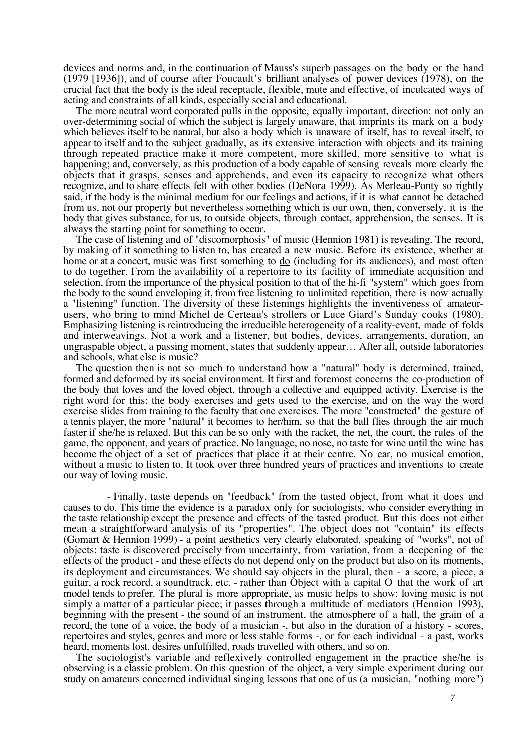devices and norms and, in the continuation of Mauss's superb passages on the body or the hand (1979 [1936]), and of course after Foucault's brilliant analyses of power devices (1978), on the crucial fact that the body is the ideal receptacle, flexible, mute and effective, of inculcated ways of acting and constraints of all kinds, especially social and educational.

The more neutral word corporated pulls in the opposite, equally important, direction: not only an over-determining social of which the subject is largely unaware, that imprints its mark on a body which believes itself to be natural, but also a body which is unaware of itself, has to reveal itself, to appear to itself and to the subject gradually, as its extensive interaction with objects and its training through repeated practice make it more competent, more skilled, more sensitive to what is happening; and, conversely, as this production of a body capable of sensing reveals more clearly the objects that it grasps, senses and apprehends, and even its capacity to recognize what others recognize, and to share effects felt with other bodies (DeNora 1999). As Merleau-Ponty so rightly said, if the body is the minimal medium for our feelings and actions, if it is what cannot be detached from us, not our property but nevertheless something which is our own, then, conversely, it is the body that gives substance, for us, to outside objects, through contact, apprehension, the senses. It is always the starting point for something to occur.

The case of listening and of "discomorphosis" of music (Hennion 1981) is revealing. The record, by making of it something to <u>listen to</u>, has created a new music. Before its existence, whether at home or at a concert, music was first something to <u>do</u> (including for its audiences), and most often to do together. From the availability of a repertoire to its facility of immediate acquisition and selection, from the importance of the physical position to that of the hi-fi "system" which goes from the body to the sound enveloping it, from free listening to unlimited repetition, there is now actually a "listening" function. The diversity of these listenings highlights the inventiveness of amateur-users, who bring to mind Michel de Certeau's strollers or Luce Giard's Sunday cooks (1980). Emphasizing listening is reintroducing the irreducible heterogeneity of a reality-event, made of folds and interweavings. Not a work and a listener, but bodies, devices, arrangements, duration, an ungraspable object, a passing moment, states that suddenly appear… After all, outside laboratories and schools, what else is music?

The question then is not so much to understand how a "natural" body is determined, trained, formed and deformed by its social environment. It first and foremost concerns the co-production of the body that loves and the loved object, through a collective and equipped activity. Exercise is the right word for this: the body exercises and gets used to the exercise, and on the way the word exercise slides from training to the faculty that one exercises. The more "constructed" the gesture of a tennis player, the more "natural" it becomes to her/him, so that the ball flies through the air much faster if she/he is relaxed. But this can be so only <u>with</u> the racket, the net, the court, the rules of the game, the opponent, and years of practice. No language, no nose, no taste for wine until the wine has become the object of a set of practices that place it at their centre. No ear, no musical emotion, without a music to listen to. It took over three hundred years of practices and inventions to create our way of loving music.

- Finally, taste depends on "feedback" from the tasted <u>object</u>, from what it does and causes to do. This time the evidence is a paradox only for sociologists, who consider everything in the taste relationship except the presence and effects of the tasted product. But this does not either mean a straightforward analysis of its "properties". The object does not "contain" its effects (Gomart & Hennion 1999) - a point aesthetics very clearly elaborated, speaking of "works", not of objects: taste is discovered precisely from uncertainty, from variation, from a deepening of the effects of the product - and these effects do not depend only on the product but also on its moments, its deployment and circumstances. We should say objects in the plural, then - a score, a piece, a guitar, a rock record, a soundtrack, etc. - rather than Object with a capital O that the work of art model tends to prefer. The plural is more appropriate, as music helps to show: loving music is not simply a matter of a particular piece; it passes through a multitude of mediators (Hennion 1993), beginning with the present - the sound of an instrument, the atmosphere of a hall, the grain of a record, the tone of a voice, the body of a musician -, but also in the duration of a history - scores, repertoires and styles, genres and more or less stable forms -, or for each individual - a past, works heard, moments lost, desires unfulfilled, roads travelled with others, and so on.

The sociologist's variable and reflexively controlled engagement in the practice she/he is observing is a classic problem. On this question of the object, a very simple experiment during our study on amateurs concerned individual singing lessons that one of us (a musician, "nothing more")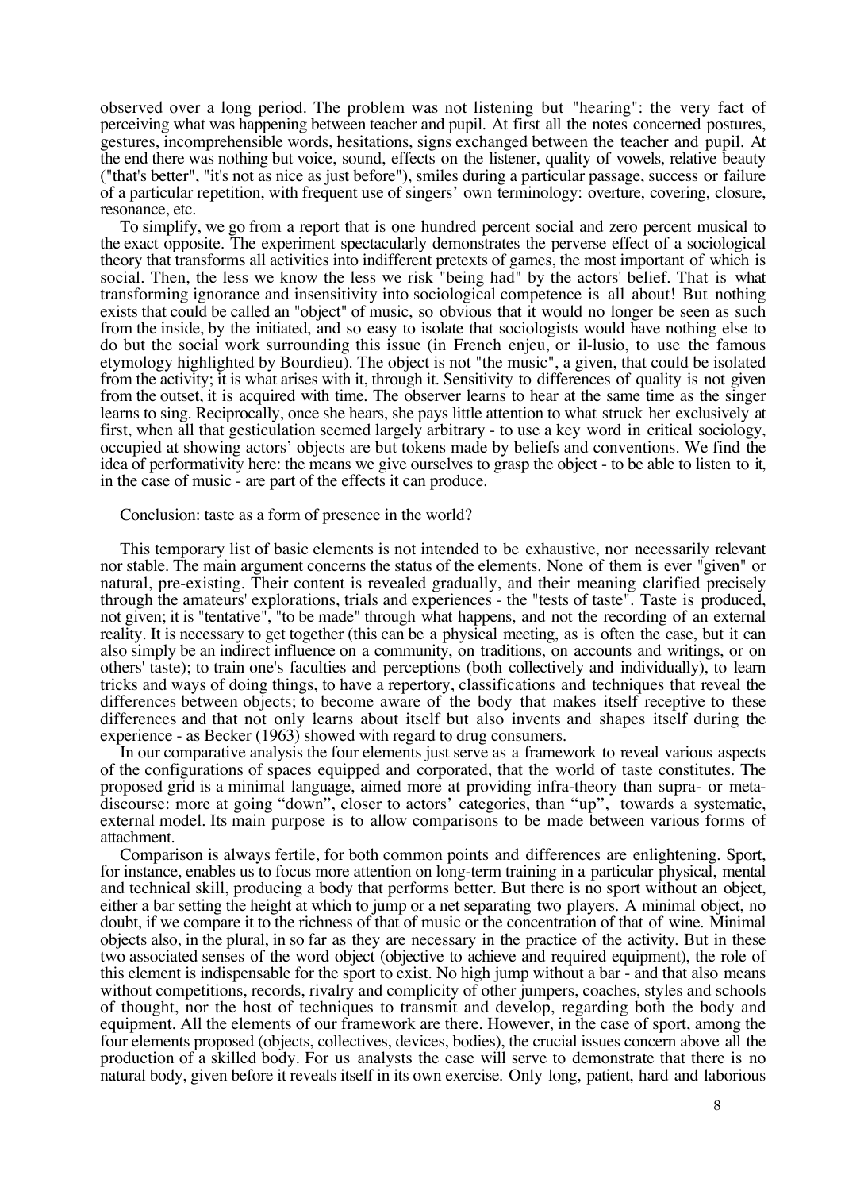observed over a long period. The problem was not listening but "hearing": the very fact of perceiving what was happening between teacher and pupil. At first all the notes concerned postures, gestures, incomprehensible words, hesitations, signs exchanged between the teacher and pupil. At the end there was nothing but voice, sound, effects on the listener, quality of vowels, relative beauty ("that's better", "it's not as nice as just before"), smiles during a particular passage, success or failure of a particular repetition, with frequent use of singers' own terminology: overture, covering, closure, resonance, etc.

To simplify, we go from a report that is one hundred percent social and zero percent musical to the exact opposite. The experiment spectacularly demonstrates the perverse effect of a sociological theory that transforms all activities into indifferent pretexts of games, the most important of which is social. Then, the less we know the less we risk "being had" by the actors' belief. That is what transforming ignorance and insensitivity into sociological competence is all about! But nothing exists that could be called an "object" of music, so obvious that it would no longer be seen as such from the inside, by the initiated, and so easy to isolate that sociologists would have nothing else to do but the social work surrounding this issue (in French enjeu, or il-lusio, to use the famous etymology highlighted by Bourdieu). The object is not "the music", a given, that could be isolated from the activity; it is what arises with it, through it. Sensitivity to differences of quality is not given from the outset, it is acquired with time. The observer learns to hear at the same time as the singer learns to sing. Reciprocally, once she hears, she pays little attention to what struck her exclusively at first, when all that gesticulation seemed largely arbitrary - to use a key word in critical sociology, occupied at showing actors' objects are but tokens made by beliefs and conventions. We find the idea of performativity here: the means we give ourselves to grasp the object - to be able to listen to it, in the case of music - are part of the effects it can produce.

## Conclusion: taste as a form of presence in the world?

This temporary list of basic elements is not intended to be exhaustive, nor necessarily relevant nor stable. The main argument concerns the status of the elements. None of them is ever "given" or natural, pre-existing. Their content is revealed gradually, and their meaning clarified precisely through the amateurs' explorations, trials and experiences - the "tests of taste". Taste is produced, not given; it is "tentative", "to be made" through what happens, and not the recording of an external reality. It is necessary to get together (this can be a physical meeting, as is often the case, but it can also simply be an indirect influence on a community, on traditions, on accounts and writings, or on others' taste); to train one's faculties and perceptions (both collectively and individually), to learn tricks and ways of doing things, to have a repertory, classifications and techniques that reveal the differences between objects; to become aware of the body that makes itself receptive to these differences and that not only learns about itself but also invents and shapes itself during the experience - as Becker (1963) showed with regard to drug consumers.

In our comparative analysis the four elements just serve as a framework to reveal various aspects of the configurations of spaces equipped and corporated, that the world of taste constitutes. The proposed grid is a minimal language, aimed more at providing infra-theory than supra- or meta-discourse: more at going "down", closer to actors' categories, than "up", towards a systematic, external model. Its main purpose is to allow comparisons to be made between various forms of attachment.

Comparison is always fertile, for both common points and differences are enlightening. Sport, for instance, enables us to focus more attention on long-term training in a particular physical, mental and technical skill, producing a body that performs better. But there is no sport without an object, either a bar setting the height at which to jump or a net separating two players. A minimal object, no doubt, if we compare it to the richness of that of music or the concentration of that of wine. Minimal objects also, in the plural, in so far as they are necessary in the practice of the activity. But in these two associated senses of the word object (objective to achieve and required equipment), the role of this element is indispensable for the sport to exist. No high jump without a bar - and that also means without competitions, records, rivalry and complicity of other jumpers, coaches, styles and schools of thought, nor the host of techniques to transmit and develop, regarding both the body and equipment. All the elements of our framework are there. However, in the case of sport, among the four elements proposed (objects, collectives, devices, bodies), the crucial issues concern above all the production of a skilled body. For us analysts the case will serve to demonstrate that there is no natural body, given before it reveals itself in its own exercise. Only long, patient, hard and laborious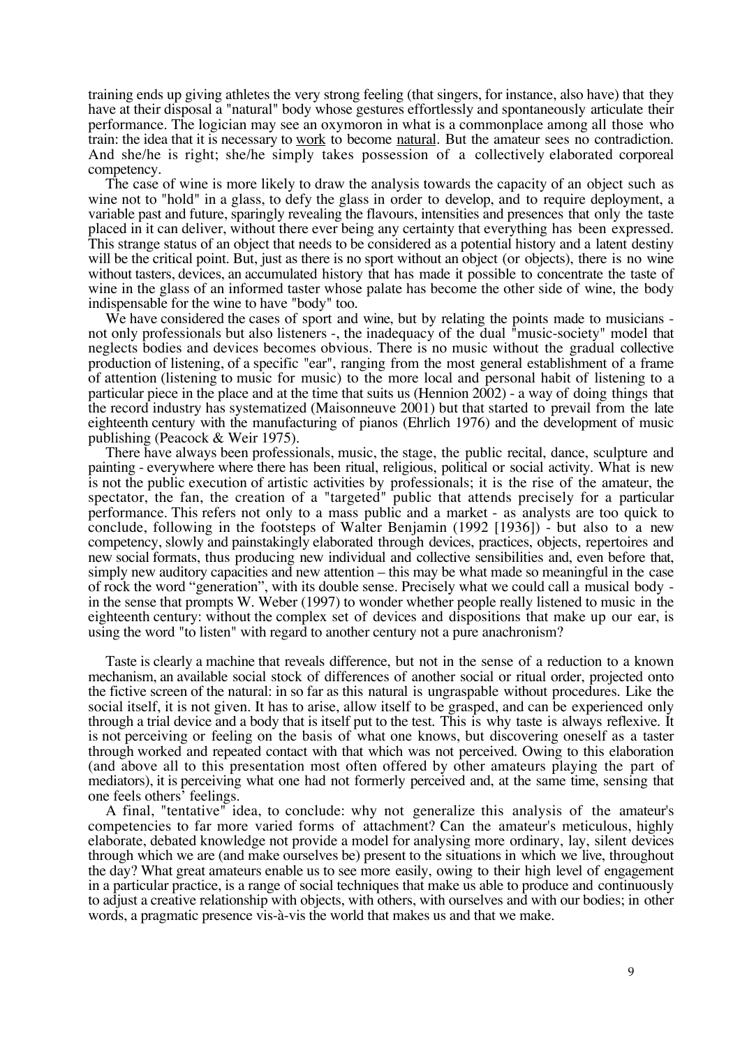training ends up giving athletes the very strong feeling (that singers, for instance, also have) that they have at their disposal a "natural" body whose gestures effortlessly and spontaneously articulate their performance. The logician may see an oxymoron in what is a commonplace among all those who train: the idea that it is necessary to <u>work</u> to become <u>natural</u>. But the amateur sees no contradiction. And she/he is right; she/he simply takes possession of a collectively elaborated corporeal competency.

The case of wine is more likely to draw the analysis towards the capacity of an object such as wine not to "hold" in a glass, to defy the glass in order to develop, and to require deployment, a variable past and future, sparingly revealing the flavours, intensities and presences that only the taste placed in it can deliver, without there ever being any certainty that everything has been expressed. This strange status of an object that needs to be considered as a potential history and a latent destiny will be the critical point. But, just as there is no sport without an object (or objects), there is no wine without tasters, devices, an accumulated history that has made it possible to concentrate the taste of wine in the glass of an informed taster whose palate has become the other side of wine, the body indispensable for the wine to have "body" too.

We have considered the cases of sport and wine, but by relating the points made to musicians - not only professionals but also listeners -, the inadequacy of the dual "music-society" model that neglects bodies and devices becomes obvious. There is no music without the gradual collective production of listening, of a specific "ear", ranging from the most general establishment of a frame of attention (listening to music for music) to the more local and personal habit of listening to a particular piece in the place and at the time that suits us (Hennion 2002) - a way of doing things that the record industry has systematized (Maisonneuve 2001) but that started to prevail from the late eighteenth century with the manufacturing of pianos (Ehrlich 1976) and the development of music publishing (Peacock & Weir 1975).

There have always been professionals, music, the stage, the public recital, dance, sculpture and painting - everywhere where there has been ritual, religious, political or social activity. What is new is not the public execution of artistic activities by professionals; it is the rise of the amateur, the spectator, the fan, the creation of a "targeted" public that attends precisely for a particular performance. This refers not only to a mass public and a market - as analysts are too quick to conclude, following in the footsteps of Walter Benjamin (1992 [1936]) - but also to a new competency, slowly and painstakingly elaborated through devices, practices, objects, repertoires and new social formats, thus producing new individual and collective sensibilities and, even before that, simply new auditory capacities and new attention – this may be what made so meaningful in the case of rock the word "generation", with its double sense. Precisely what we could call a musical body - in the sense that prompts W. Weber (1997) to wonder whether people really listened to music in the eighteenth century: without the complex set of devices and dispositions that make up our ear, is using the word "to listen" with regard to another century not a pure anachronism?

Taste is clearly a machine that reveals difference, but not in the sense of a reduction to a known mechanism, an available social stock of differences of another social or ritual order, projected onto the fictive screen of the natural: in so far as this natural is ungraspable without procedures. Like the social itself, it is not given. It has to arise, allow itself to be grasped, and can be experienced only through a trial device and a body that is itself put to the test. This is why taste is always reflexive. It is not perceiving or feeling on the basis of what one knows, but discovering oneself as a taster through worked and repeated contact with that which was not perceived. Owing to this elaboration (and above all to this presentation most often offered by other amateurs playing the part of mediators), it is perceiving what one had not formerly perceived and, at the same time, sensing that one feels others' feelings.

A final, "tentative" idea, to conclude: why not generalize this analysis of the amateur's competencies to far more varied forms of attachment? Can the amateur's meticulous, highly elaborate, debated knowledge not provide a model for analysing more ordinary, lay, silent devices through which we are (and make ourselves be) present to the situations in which we live, throughout the day? What great amateurs enable us to see more easily, owing to their high level of engagement in a particular practice, is a range of social techniques that make us able to produce and continuously to adjust a creative relationship with objects, with others, with ourselves and with our bodies; in other words, a pragmatic presence vis-à-vis the world that makes us and that we make.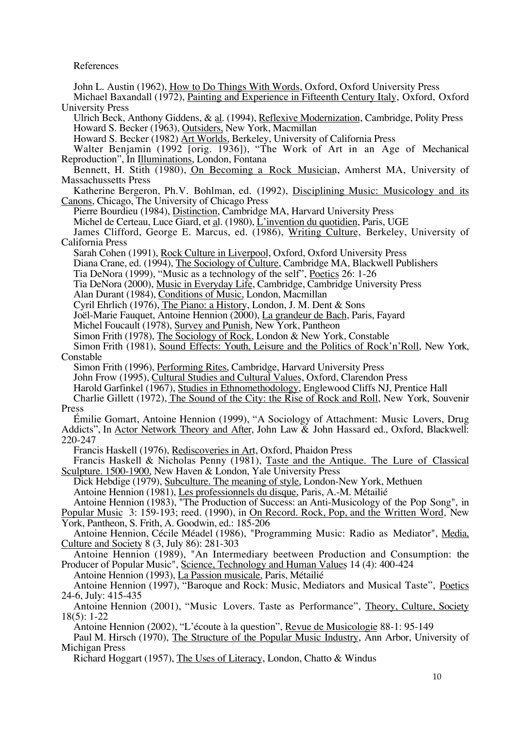References

John L. Austin (1962), How to Do Things With Words, Oxford, Oxford University Press

Michael Baxandall (1972), Painting and Experience in Fifteenth Century Italy, Oxford, Oxford University Press

Ulrich Beck, Anthony Giddens, & al. (1994), Reflexive Modernization, Cambridge, Polity Press

Howard S. Becker (1963), Outsiders, New York, Macmillan

Howard S. Becker (1982) Art Worlds, Berkeley, University of California Press

Walter Benjamin (1992 [orig. 1936]), "The Work of Art in an Age of Mechanical Reproduction", In Illuminations, London, Fontana

Bennett, H. Stith (1980), On Becoming a Rock Musician, Amherst MA, University of Massachussetts Press

Katherine Bergeron, Ph.V. Bohlman, ed. (1992), Disciplining Music: Musicology and its Canons, Chicago, The University of Chicago Press

Pierre Bourdieu (1984), Distinction, Cambridge MA, Harvard University Press

Michel de Certeau, Luce Giard, et al. (1980), L'invention du quotidien, Paris, UGE

James Clifford, George E. Marcus, ed. (1986), Writing Culture, Berkeley, University of California Press

Sarah Cohen (1991), Rock Culture in Liverpool, Oxford, Oxford University Press

Diana Crane, ed. (1994), The Sociology of Culture, Cambridge MA, Blackwell Publishers

Tia DeNora (1999), "Music as a technology of the self", Poetics 26: 1-26

Tia DeNora (2000), Music in Everyday Life, Cambridge, Cambridge University Press

Alan Durant (1984), Conditions of Music, London, Macmillan

Cyril Ehrlich (1976), The Piano: a History, London, J. M. Dent & Sons

Joël-Marie Fauquet, Antoine Hennion (2000), La grandeur de Bach, Paris, Fayard

Michel Foucault (1978), Survey and Punish, New York, Pantheon

Simon Frith (1978), The Sociology of Rock, London & New York, Constable

Simon Frith (1981), Sound Effects: Youth, Leisure and the Politics of Rock'n'Roll, New York, Constable

Simon Frith (1996), Performing Rites, Cambridge, Harvard University Press

John Frow (1995), Cultural Studies and Cultural Values, Oxford, Clarendon Press

Harold Garfinkel (1967), Studies in Ethnomethodology, Englewood Cliffs NJ, Prentice Hall

Charlie Gillett (1972), The Sound of the City: the Rise of Rock and Roll, New York, Souvenir Press

Émilie Gomart, Antoine Hennion (1999), "A Sociology of Attachment: Music Lovers, Drug Addicts", In Actor Network Theory and After, John Law & John Hassard ed., Oxford, Blackwell: 220-247

Francis Haskell (1976), Rediscoveries in Art, Oxford, Phaidon Press

Francis Haskell & Nicholas Penny (1981), Taste and the Antique. The Lure of Classical Sculpture. 1500-1900, New Haven & London, Yale University Press

Dick Hebdige (1979), Subculture. The meaning of style, London-New York, Methuen

Antoine Hennion (1981), Les professionnels du disque, Paris, A.-M. Métailié

Antoine Hennion (1983), "The Production of Success: an Anti-Musicology of the Pop Song", in Popular Music 3: 159-193; reed. (1990), in On Record. Rock, Pop, and the Written Word, New York, Pantheon, S. Frith, A. Goodwin, ed.: 185-206

Antoine Hennion, Cécile Méadel (1986), "Programming Music: Radio as Mediator", Media, Culture and Society 8 (3, July 86): 281-303

Antoine Hennion (1989), "An Intermediary beetween Production and Consumption: the Producer of Popular Music", Science, Technology and Human Values 14 (4): 400-424

Antoine Hennion (1993), La Passion musicale, Paris, Métailié

Antoine Hennion (1997), "Baroque and Rock: Music, Mediators and Musical Taste", Poetics 24-6, July: 415-435

Antoine Hennion (2001), "Music Lovers. Taste as Performance", Theory, Culture, Society 18(5): 1-22

Antoine Hennion (2002), "L'écoute à la question", Revue de Musicologie 88-1: 95-149

Paul M. Hirsch (1970), The Structure of the Popular Music Industry, Ann Arbor, University of Michigan Press

Richard Hoggart (1957), The Uses of Literacy, London, Chatto & Windus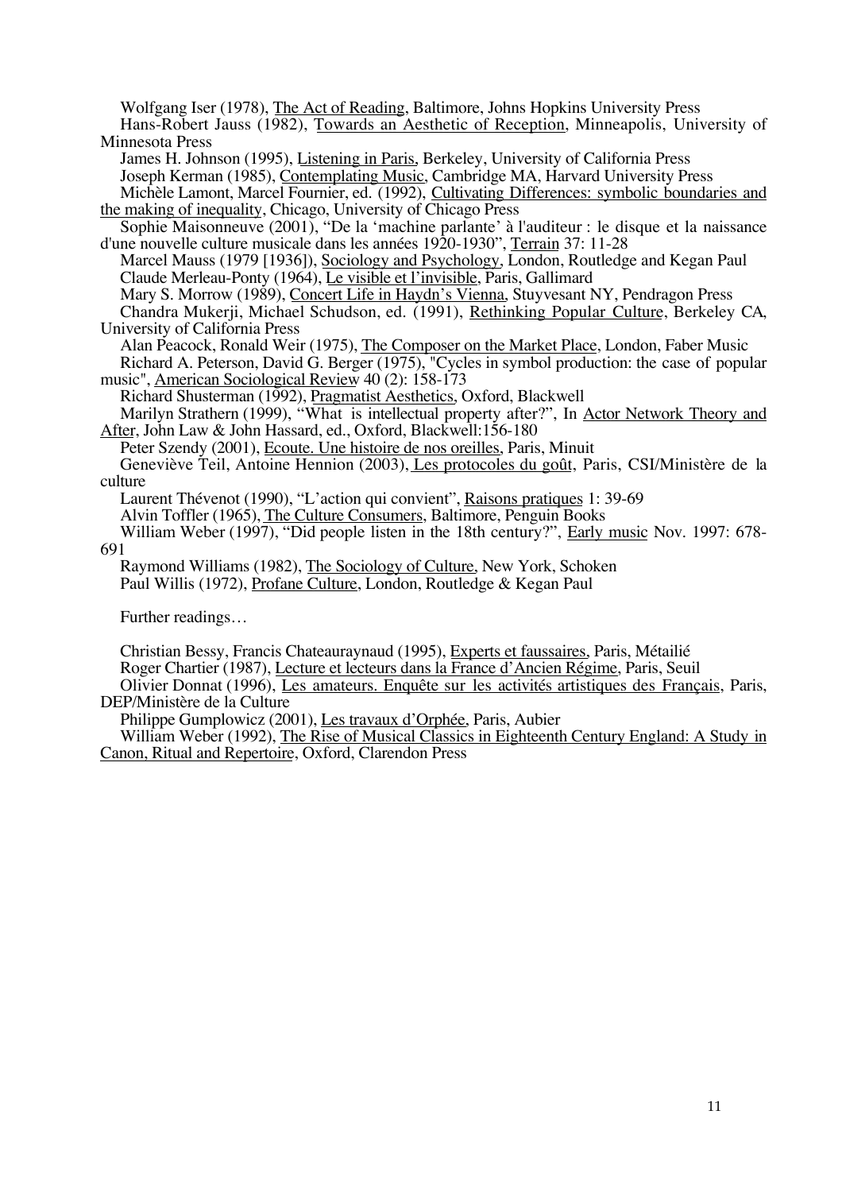Wolfgang Iser (1978), The Act of Reading, Baltimore, Johns Hopkins University Press

Hans-Robert Jauss (1982), Towards an Aesthetic of Reception, Minneapolis, University of Minnesota Press

James H. Johnson (1995), Listening in Paris, Berkeley, University of California Press

Joseph Kerman (1985), Contemplating Music, Cambridge MA, Harvard University Press

Michèle Lamont, Marcel Fournier, ed. (1992), Cultivating Differences: symbolic boundaries and the making of inequality, Chicago, University of Chicago Press

Sophie Maisonneuve (2001), "De la 'machine parlante' à l'auditeur : le disque et la naissance d'une nouvelle culture musicale dans les années 1920-1930", Terrain 37: 11-28

Marcel Mauss (1979 [1936]), Sociology and Psychology, London, Routledge and Kegan Paul

Claude Merleau-Ponty (1964), Le visible et l'invisible, Paris, Gallimard

Mary S. Morrow (1989), Concert Life in Haydn's Vienna, Stuyvesant NY, Pendragon Press

Chandra Mukerji, Michael Schudson, ed. (1991), Rethinking Popular Culture, Berkeley CA, University of California Press

Alan Peacock, Ronald Weir (1975), The Composer on the Market Place, London, Faber Music

Richard A. Peterson, David G. Berger (1975), "Cycles in symbol production: the case of popular music", American Sociological Review 40 (2): 158-173

Richard Shusterman (1992), Pragmatist Aesthetics, Oxford, Blackwell

Marilyn Strathern (1999), "What is intellectual property after?", In Actor Network Theory and After, John Law & John Hassard, ed., Oxford, Blackwell:156-180

Peter Szendy (2001), Ecoute. Une histoire de nos oreilles, Paris, Minuit

Geneviève Teil, Antoine Hennion (2003), Les protocoles du goût, Paris, CSI/Ministère de la culture

Laurent Thévenot (1990), "L'action qui convient", Raisons pratiques 1: 39-69

Alvin Toffler (1965), The Culture Consumers, Baltimore, Penguin Books

William Weber (1997), "Did people listen in the 18th century?", Early music Nov. 1997: 678-691

Raymond Williams (1982), The Sociology of Culture, New York, Schoken

Paul Willis (1972), Profane Culture, London, Routledge & Kegan Paul

Further readings…

Christian Bessy, Francis Chateauraynaud (1995), Experts et faussaires, Paris, Métailié

Roger Chartier (1987), Lecture et lecteurs dans la France d'Ancien Régime, Paris, Seuil

Olivier Donnat (1996), Les amateurs. Enquête sur les activités artistiques des Français, Paris, DEP/Ministère de la Culture

Philippe Gumplowicz (2001), Les travaux d'Orphée, Paris, Aubier

William Weber (1992), The Rise of Musical Classics in Eighteenth Century England: A Study in Canon, Ritual and Repertoire, Oxford, Clarendon Press